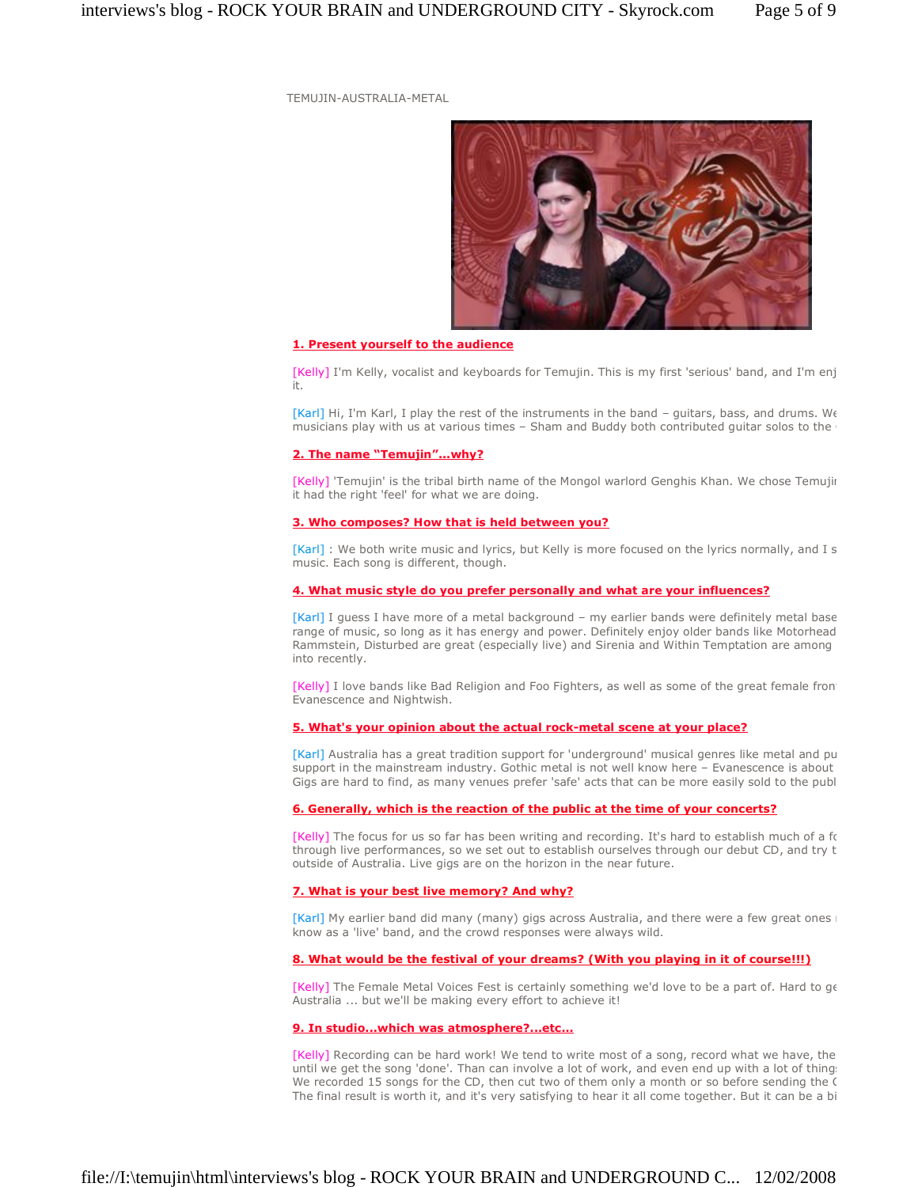TEMUJIN-AUSTRALIA-METAL

**1. Present yourself to the audience**

[Kelly] I'm Kelly, vocalist and keyboards for Temujin. This is my first 'serious' band, and I'm enj it.

[Karl] Hi, I'm Karl, I play the rest of the instruments in the band – guitars, bass, and drums. We musicians play with us at various times – Sham and Buddy both contributed guitar solos to the

**2. The name "Temujin"...why?**

[Kelly] 'Temujin' is the tribal birth name of the Mongol warlord Genghis Khan. We chose Temujin it had the right 'feel' for what we are doing.

**3. Who composes? How that is held between you?**

[Karl] : We both write music and lyrics, but Kelly is more focused on the lyrics normally, and I s music. Each song is different, though.

**4. What music style do you prefer personally and what are your influences?**

[Karl] I guess I have more of a metal background – my earlier bands were definitely metal base range of music, so long as it has energy and power. Definitely enjoy older bands like Motorhead Rammstein, Disturbed are great (especially live) and Sirenia and Within Temptation are among into recently.

[Kelly] I love bands like Bad Religion and Foo Fighters, as well as some of the great female fron Evanescence and Nightwish.

**5. What's your opinion about the actual rock-metal scene at your place?**

[Karl] Australia has a great tradition support for 'underground' musical genres like metal and pu support in the mainstream industry. Gothic metal is not well know here – Evanescence is about Gigs are hard to find, as many venues prefer 'safe' acts that can be more easily sold to the publ

**6. Generally, which is the reaction of the public at the time of your concerts?**

[Kelly] The focus for us so far has been writing and recording. It's hard to establish much of a fo through live performances, so we set out to establish ourselves through our debut CD, and try t outside of Australia. Live gigs are on the horizon in the near future.

**7. What is your best live memory? And why?**

[Karl] My earlier band did many (many) gigs across Australia, and there were a few great ones know as a 'live' band, and the crowd responses were always wild.

**8. What would be the festival of your dreams? (With you playing in it of course!!!)**

[Kelly] The Female Metal Voices Fest is certainly something we'd love to be a part of. Hard to ge Australia ... but we'll be making every effort to achieve it!

**9. In studio...which was atmosphere?...etc...**

[Kelly] Recording can be hard work! We tend to write most of a song, record what we have, the until we get the song 'done'. Than can involve a lot of work, and even end up with a lot of thing We recorded 15 songs for the CD, then cut two of them only a month or so before sending the C The final result is worth it, and it's very satisfying to hear it all come together. But it can be a bi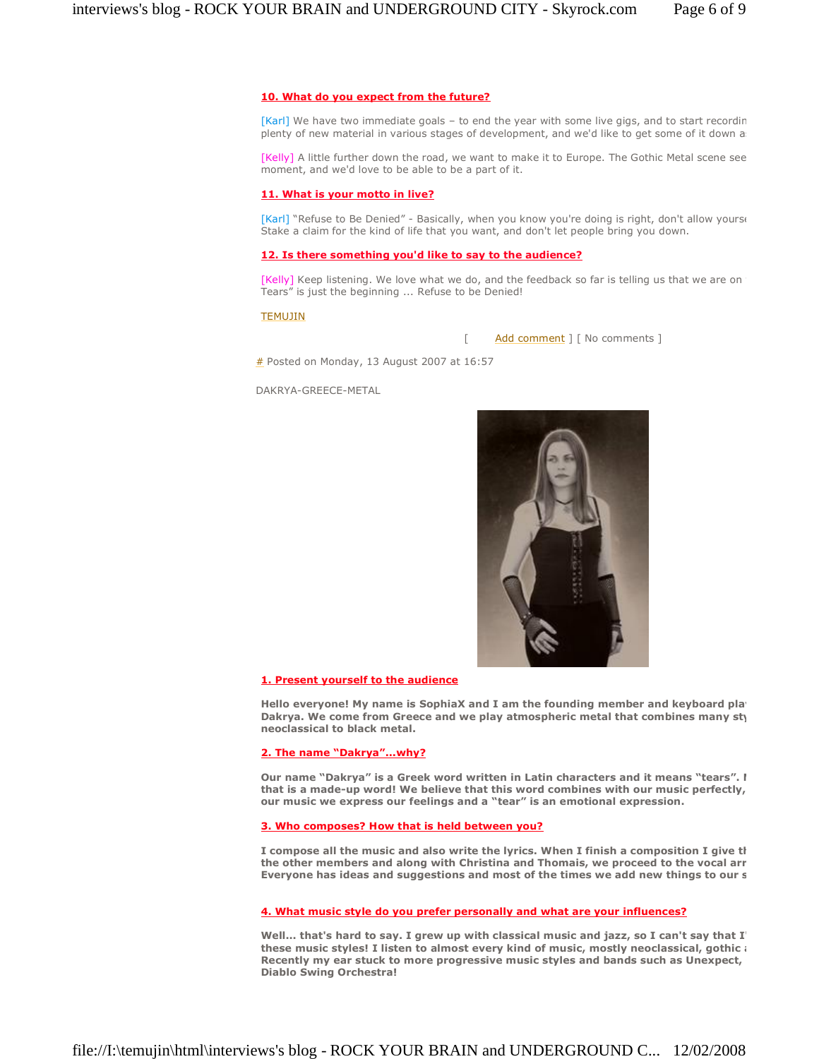**10. What do you expect from the future?**

[Karl] We have two immediate goals – to end the year with some live gigs, and to start recordin plenty of new material in various stages of development, and we'd like to get some of it down a

[Kelly] A little further down the road, we want to make it to Europe. The Gothic Metal scene see moment, and we'd love to be able to be a part of it.

**11. What is your motto in live?**

[Karl] "Refuse to Be Denied" - Basically, when you know you're doing is right, don't allow yours Stake a claim for the kind of life that you want, and don't let people bring you down.

**12. Is there something you'd like to say to the audience?**

[Kelly] Keep listening. We love what we do, and the feedback so far is telling us that we are on Tears" is just the beginning ... Refuse to be Denied!

TEMUJIN

[ Add comment ] [ No comments ]

# Posted on Monday, 13 August 2007 at 16:57

DAKRYA-GREECE-METAL

**1. Present yourself to the audience**

**Hello everyone! My name is SophiaX and I am the founding member and keyboard pla Dakrya. We come from Greece and we play atmospheric metal that combines many st neoclassical to black metal.**

**2. The name "Dakrya"...why?**

**Our name "Dakrya" is a Greek word written in Latin characters and it means "tears". I that is a made-up word! We believe that this word combines with our music perfectly, our music we express our feelings and a "tear" is an emotional expression.**

**3. Who composes? How that is held between you?**

**I compose all the music and also write the lyrics. When I finish a composition I give t the other members and along with Christina and Thomais, we proceed to the vocal arr Everyone has ideas and suggestions and most of the times we add new things to our s**

**4. What music style do you prefer personally and what are your influences?**

**Well... that's hard to say. I grew up with classical music and jazz, so I can't say that I these music styles! I listen to almost every kind of music, mostly neoclassical, gothic Recently my ear stuck to more progressive music styles and bands such as Unexpect, Diablo Swing Orchestra!**